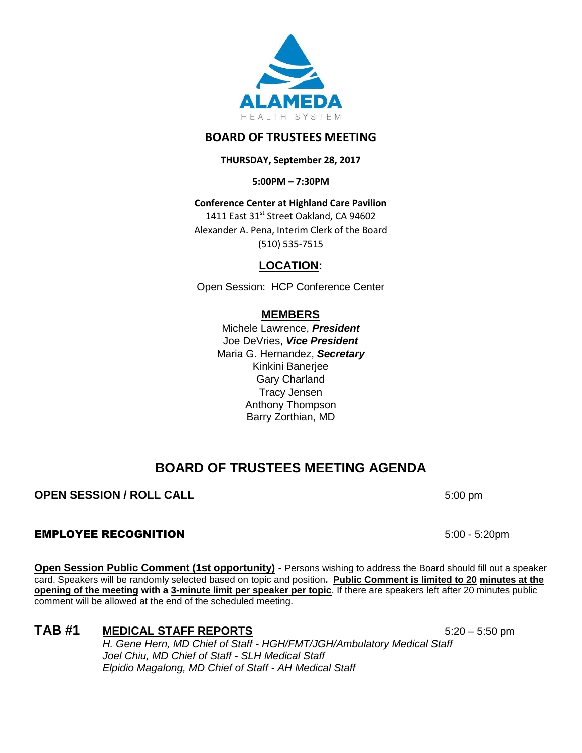ALAMEDA
HEALTH SYSTEM

# BOARD OF TRUSTEES MEETING

**THURSDAY, September 28, 2017**

**5:00PM – 7:30PM**

**Conference Center at Highland Care Pavilion**
1411 East 31st Street Oakland, CA 94602
Alexander A. Pena, Interim Clerk of the Board
(510) 535-7515

## LOCATION:

Open Session: HCP Conference Center

## MEMBERS

Michele Lawrence, ***President***
Joe DeVries, ***Vice President***
Maria G. Hernandez, ***Secretary***
Kinkini Banerjee
Gary Charland
Tracy Jensen
Anthony Thompson
Barry Zorthian, MD

# BOARD OF TRUSTEES MEETING AGENDA

**OPEN SESSION / ROLL CALL** 5:00 pm

**EMPLOYEE RECOGNITION** 5:00 - 5:20pm

**Open Session Public Comment (1st opportunity) -** Persons wishing to address the Board should fill out a speaker card. Speakers will be randomly selected based on topic and position**. Public Comment is limited to 20 minutes at the opening of the meeting with a 3-minute limit per speaker per topic**. If there are speakers left after 20 minutes public comment will be allowed at the end of the scheduled meeting.

## TAB #1 MEDICAL STAFF REPORTS 5:20 – 5:50 pm

*H. Gene Hern, MD Chief of Staff - HGH/FMT/JGH/Ambulatory Medical Staff*
*Joel Chiu, MD Chief of Staff - SLH Medical Staff*
*Elpidio Magalong, MD Chief of Staff - AH Medical Staff*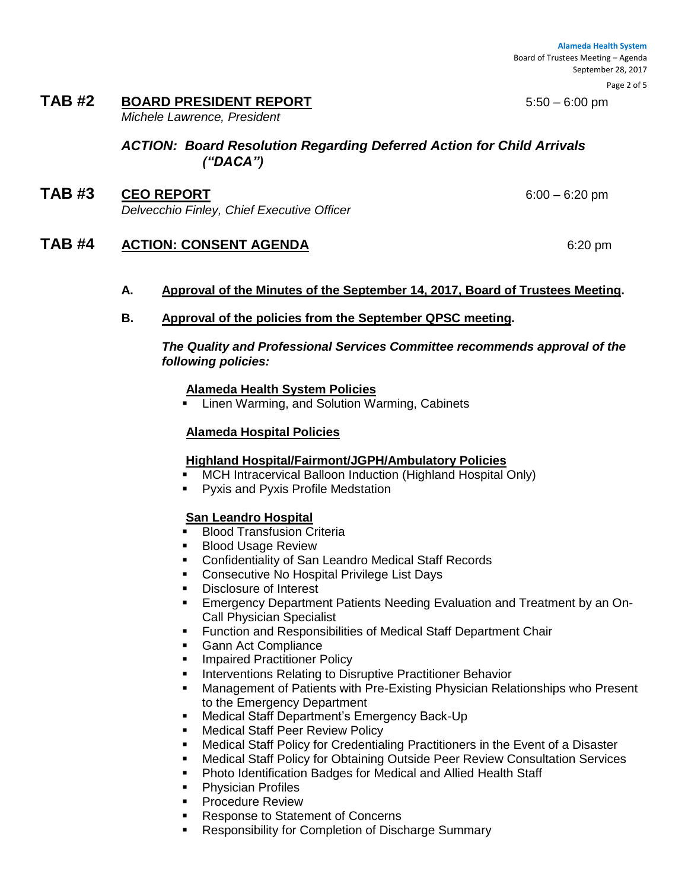## TAB #2 **BOARD PRESIDENT REPORT** 5:50 – 6:00 pm

*Michele Lawrence, President*

***ACTION: Board Resolution Regarding Deferred Action for Child Arrivals ("DACA")***

## TAB #3 **CEO REPORT** 6:00 – 6:20 pm

*Delvecchio Finley, Chief Executive Officer*

## TAB #4 **ACTION: CONSENT AGENDA** 6:20 pm

**A. Approval of the Minutes of the September 14, 2017, Board of Trustees Meeting.**

**B. Approval of the policies from the September QPSC meeting.**

***The Quality and Professional Services Committee recommends approval of the following policies:***

**Alameda Health System Policies**

- Linen Warming, and Solution Warming, Cabinets

**Alameda Hospital Policies**

**Highland Hospital/Fairmont/JGPH/Ambulatory Policies**

- MCH Intracervical Balloon Induction (Highland Hospital Only)
- Pyxis and Pyxis Profile Medstation

**San Leandro Hospital**

- Blood Transfusion Criteria
- Blood Usage Review
- Confidentiality of San Leandro Medical Staff Records
- Consecutive No Hospital Privilege List Days
- Disclosure of Interest
- Emergency Department Patients Needing Evaluation and Treatment by an On-Call Physician Specialist
- Function and Responsibilities of Medical Staff Department Chair
- Gann Act Compliance
- Impaired Practitioner Policy
- Interventions Relating to Disruptive Practitioner Behavior
- Management of Patients with Pre-Existing Physician Relationships who Present to the Emergency Department
- Medical Staff Department's Emergency Back-Up
- Medical Staff Peer Review Policy
- Medical Staff Policy for Credentialing Practitioners in the Event of a Disaster
- Medical Staff Policy for Obtaining Outside Peer Review Consultation Services
- Photo Identification Badges for Medical and Allied Health Staff
- Physician Profiles
- Procedure Review
- Response to Statement of Concerns
- Responsibility for Completion of Discharge Summary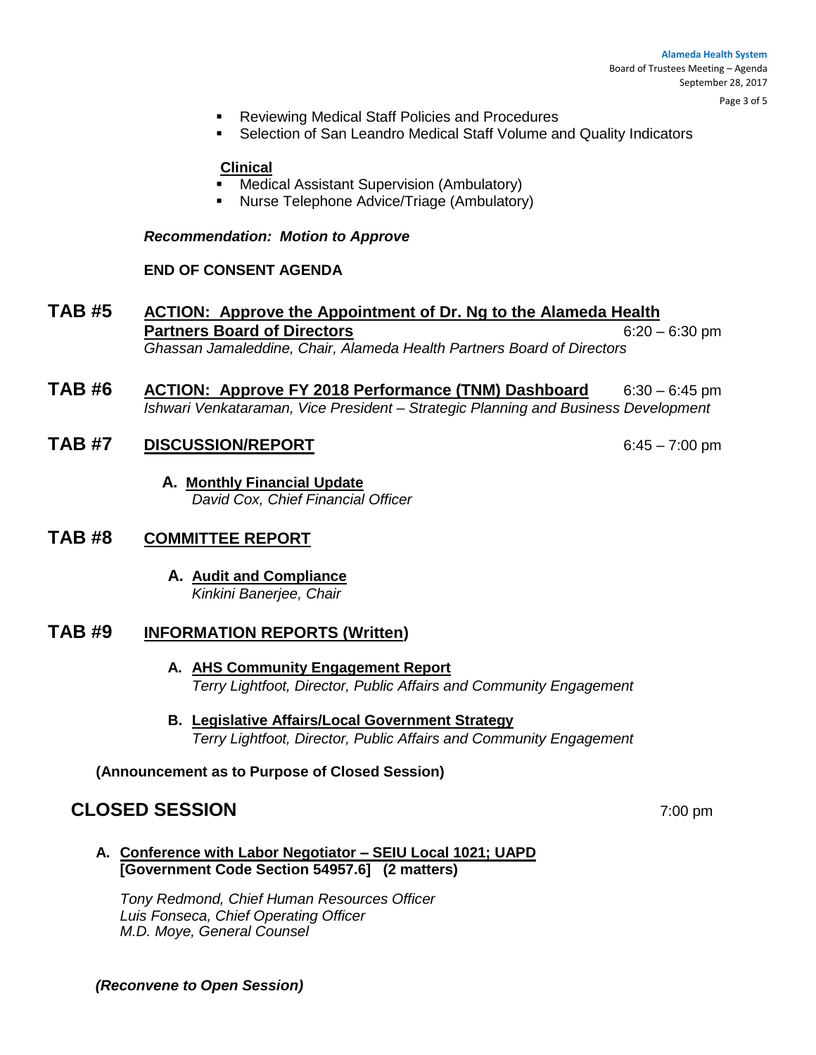- Reviewing Medical Staff Policies and Procedures
- Selection of San Leandro Medical Staff Volume and Quality Indicators

**Clinical**

- Medical Assistant Supervision (Ambulatory)
- Nurse Telephone Advice/Triage (Ambulatory)

***Recommendation: Motion to Approve***

**END OF CONSENT AGENDA**

## TAB #5 ACTION: Approve the Appointment of Dr. Ng to the Alameda Health Partners Board of Directors — 6:20 – 6:30 pm

*Ghassan Jamaleddine, Chair, Alameda Health Partners Board of Directors*

## TAB #6 ACTION: Approve FY 2018 Performance (TNM) Dashboard — 6:30 – 6:45 pm

*Ishwari Venkataraman, Vice President – Strategic Planning and Business Development*

## TAB #7 DISCUSSION/REPORT — 6:45 – 7:00 pm

**A. Monthly Financial Update**
*David Cox, Chief Financial Officer*

## TAB #8 COMMITTEE REPORT

**A. Audit and Compliance**
*Kinkini Banerjee, Chair*

## TAB #9 INFORMATION REPORTS (Written)

**A. AHS Community Engagement Report**
*Terry Lightfoot, Director, Public Affairs and Community Engagement*

**B. Legislative Affairs/Local Government Strategy**
*Terry Lightfoot, Director, Public Affairs and Community Engagement*

**(Announcement as to Purpose of Closed Session)**

## CLOSED SESSION — 7:00 pm

**A. Conference with Labor Negotiator – SEIU Local 1021; UAPD [Government Code Section 54957.6] (2 matters)**

*Tony Redmond, Chief Human Resources Officer*
*Luis Fonseca, Chief Operating Officer*
*M.D. Moye, General Counsel*

***(Reconvene to Open Session)***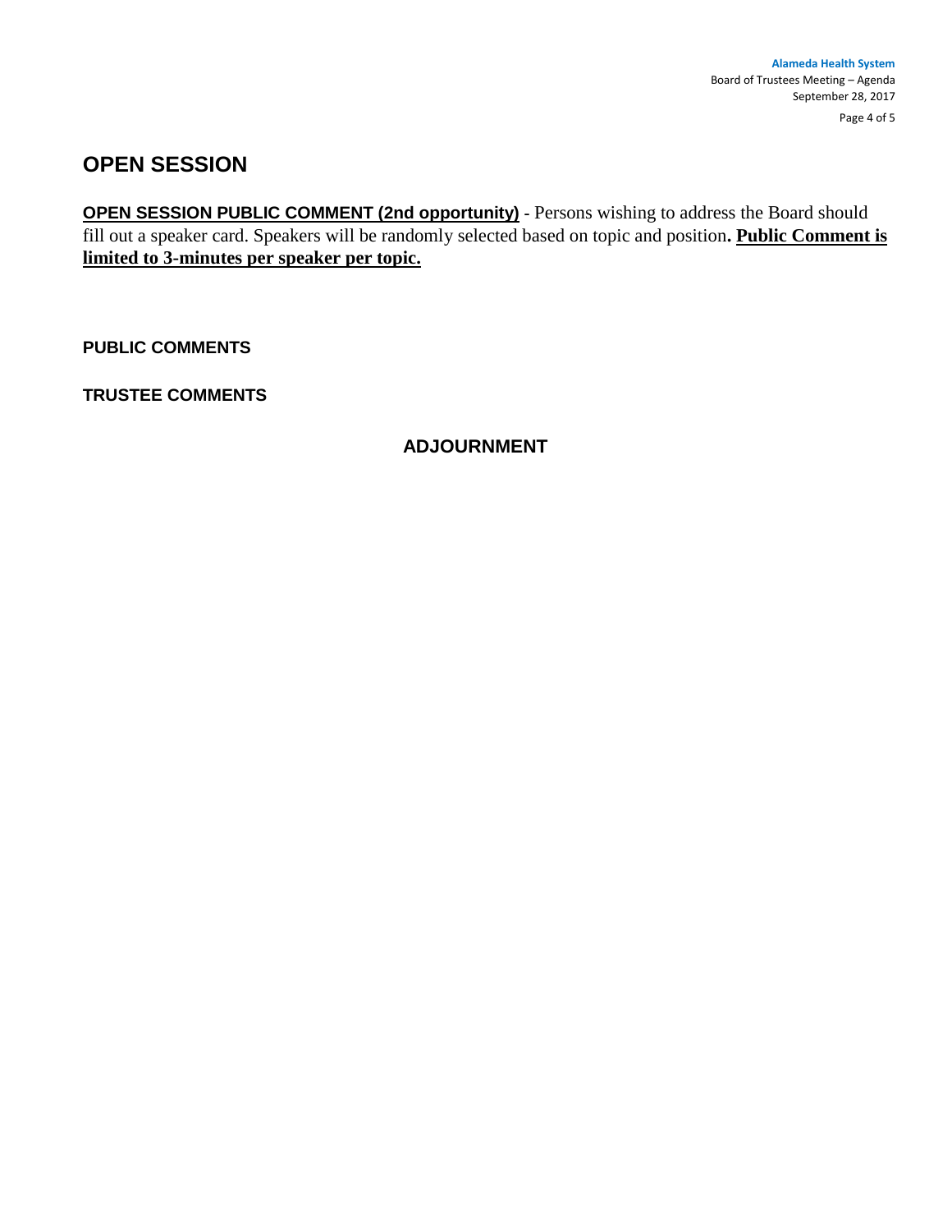## OPEN SESSION

**OPEN SESSION PUBLIC COMMENT (2nd opportunity)** - Persons wishing to address the Board should fill out a speaker card. Speakers will be randomly selected based on topic and position**. Public Comment is limited to 3-minutes per speaker per topic.**

**PUBLIC COMMENTS**

**TRUSTEE COMMENTS**

**ADJOURNMENT**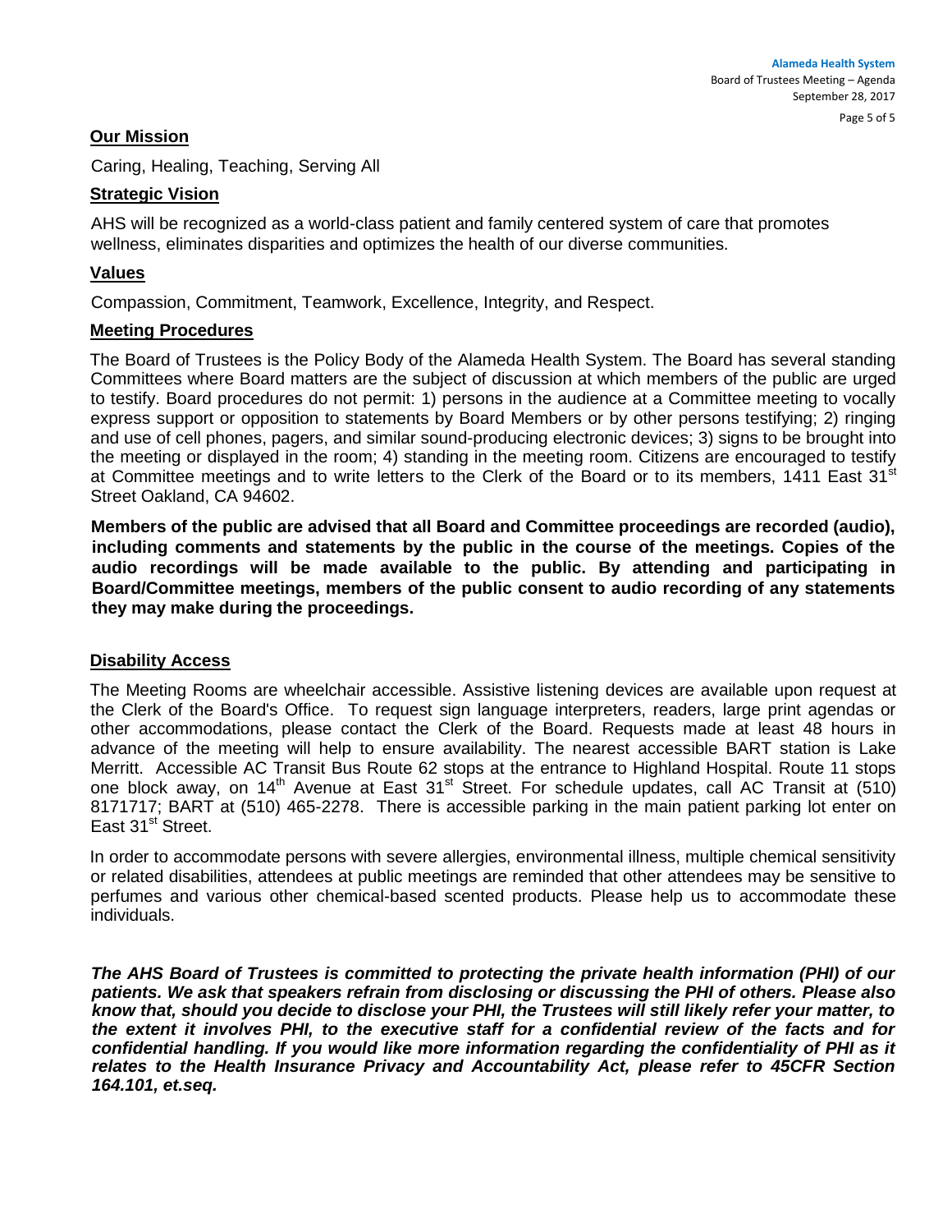## Our Mission

Caring, Healing, Teaching, Serving All

## Strategic Vision

AHS will be recognized as a world-class patient and family centered system of care that promotes wellness, eliminates disparities and optimizes the health of our diverse communities.

## Values

Compassion, Commitment, Teamwork, Excellence, Integrity, and Respect.

## Meeting Procedures

The Board of Trustees is the Policy Body of the Alameda Health System. The Board has several standing Committees where Board matters are the subject of discussion at which members of the public are urged to testify. Board procedures do not permit: 1) persons in the audience at a Committee meeting to vocally express support or opposition to statements by Board Members or by other persons testifying; 2) ringing and use of cell phones, pagers, and similar sound-producing electronic devices; 3) signs to be brought into the meeting or displayed in the room; 4) standing in the meeting room. Citizens are encouraged to testify at Committee meetings and to write letters to the Clerk of the Board or to its members, 1411 East 31st Street Oakland, CA 94602.

**Members of the public are advised that all Board and Committee proceedings are recorded (audio), including comments and statements by the public in the course of the meetings. Copies of the audio recordings will be made available to the public. By attending and participating in Board/Committee meetings, members of the public consent to audio recording of any statements they may make during the proceedings.**

## Disability Access

The Meeting Rooms are wheelchair accessible. Assistive listening devices are available upon request at the Clerk of the Board's Office. To request sign language interpreters, readers, large print agendas or other accommodations, please contact the Clerk of the Board. Requests made at least 48 hours in advance of the meeting will help to ensure availability. The nearest accessible BART station is Lake Merritt. Accessible AC Transit Bus Route 62 stops at the entrance to Highland Hospital. Route 11 stops one block away, on 14th Avenue at East 31st Street. For schedule updates, call AC Transit at (510) 8171717; BART at (510) 465-2278. There is accessible parking in the main patient parking lot enter on East 31st Street.

In order to accommodate persons with severe allergies, environmental illness, multiple chemical sensitivity or related disabilities, attendees at public meetings are reminded that other attendees may be sensitive to perfumes and various other chemical-based scented products. Please help us to accommodate these individuals.

***The AHS Board of Trustees is committed to protecting the private health information (PHI) of our patients. We ask that speakers refrain from disclosing or discussing the PHI of others. Please also know that, should you decide to disclose your PHI, the Trustees will still likely refer your matter, to the extent it involves PHI, to the executive staff for a confidential review of the facts and for confidential handling. If you would like more information regarding the confidentiality of PHI as it relates to the Health Insurance Privacy and Accountability Act, please refer to 45CFR Section 164.101, et.seq.***